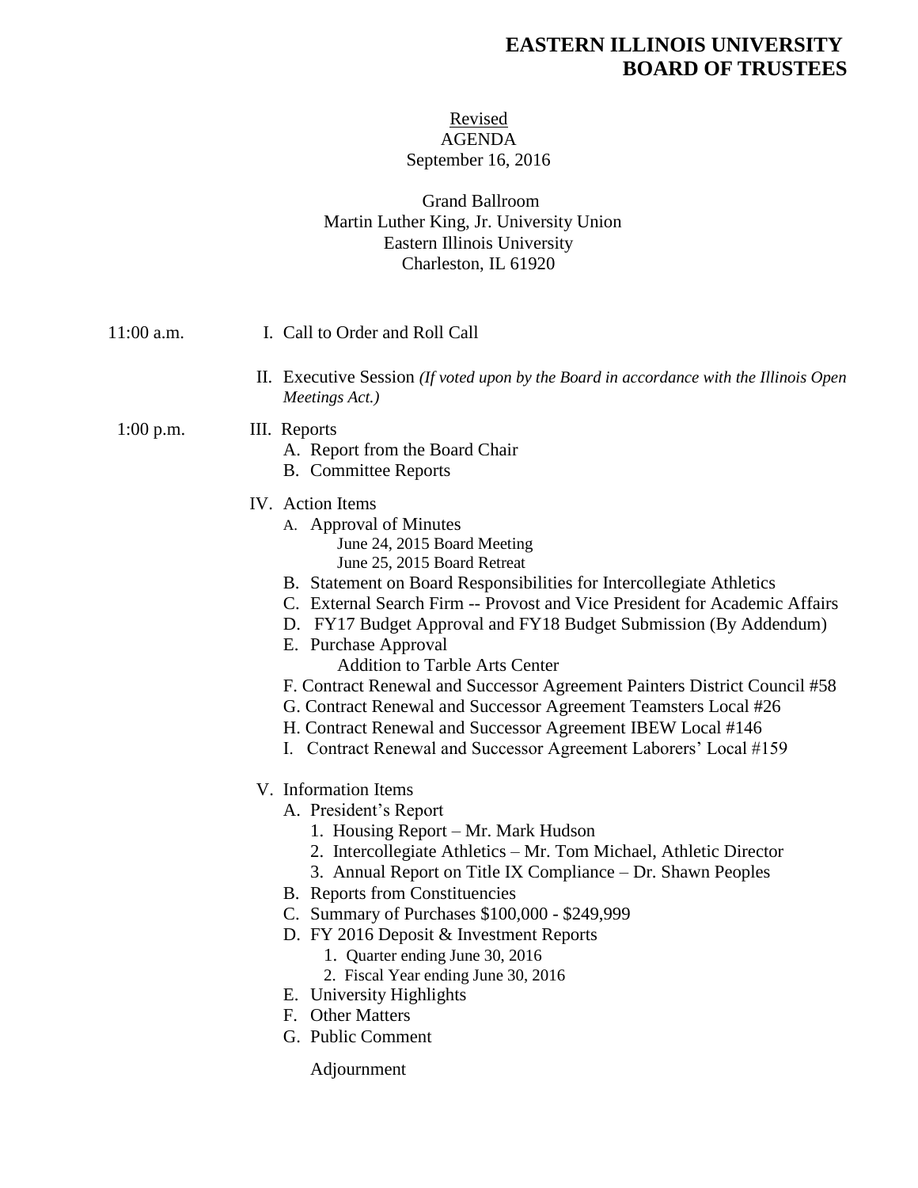# EASTERN ILLINOIS UNIVERSITY
# BOARD OF TRUSTEES

Revised
AGENDA
September 16, 2016

Grand Ballroom
Martin Luther King, Jr. University Union
Eastern Illinois University
Charleston, IL 61920

11:00 a.m. I. Call to Order and Roll Call

II. Executive Session *(If voted upon by the Board in accordance with the Illinois Open Meetings Act.)*

1:00 p.m. III. Reports
- A. Report from the Board Chair
- B. Committee Reports

IV. Action Items
- A. Approval of Minutes
  - June 24, 2015 Board Meeting
  - June 25, 2015 Board Retreat
- B. Statement on Board Responsibilities for Intercollegiate Athletics
- C. External Search Firm -- Provost and Vice President for Academic Affairs
- D. FY17 Budget Approval and FY18 Budget Submission (By Addendum)
- E. Purchase Approval
  - Addition to Tarble Arts Center
- F. Contract Renewal and Successor Agreement Painters District Council #58
- G. Contract Renewal and Successor Agreement Teamsters Local #26
- H. Contract Renewal and Successor Agreement IBEW Local #146
- I. Contract Renewal and Successor Agreement Laborers' Local #159

V. Information Items
- A. President's Report
  1. Housing Report – Mr. Mark Hudson
  2. Intercollegiate Athletics – Mr. Tom Michael, Athletic Director
  3. Annual Report on Title IX Compliance – Dr. Shawn Peoples
- B. Reports from Constituencies
- C. Summary of Purchases $100,000 - $249,999
- D. FY 2016 Deposit & Investment Reports
  1. Quarter ending June 30, 2016
  2. Fiscal Year ending June 30, 2016
- E. University Highlights
- F. Other Matters
- G. Public Comment

Adjournment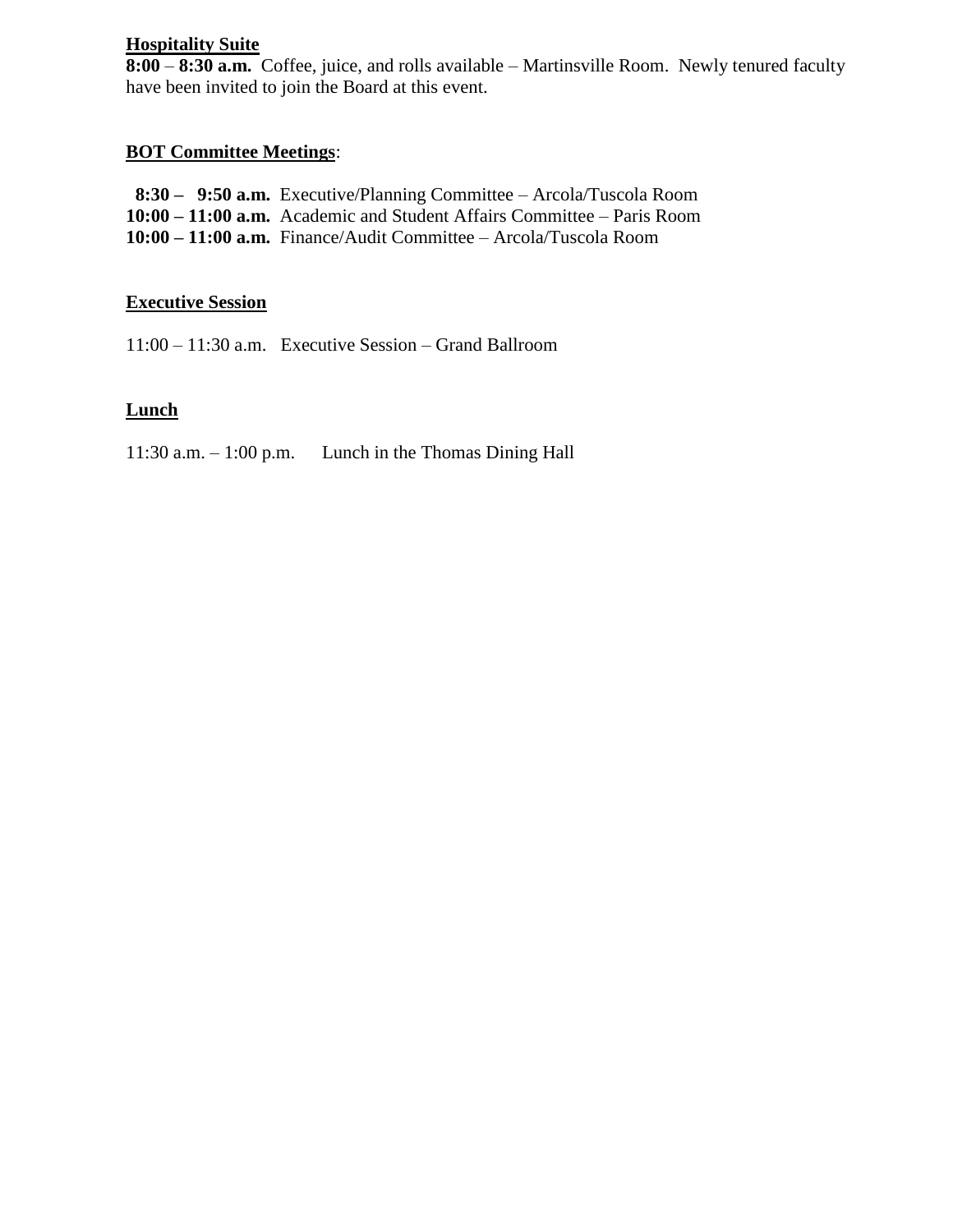**Hospitality Suite**

**8:00 – 8:30 a.m.** Coffee, juice, and rolls available – Martinsville Room. Newly tenured faculty have been invited to join the Board at this event.

**BOT Committee Meetings**:

**8:30 – 9:50 a.m.** Executive/Planning Committee – Arcola/Tuscola Room
**10:00 – 11:00 a.m.** Academic and Student Affairs Committee – Paris Room
**10:00 – 11:00 a.m.** Finance/Audit Committee – Arcola/Tuscola Room

**Executive Session**

11:00 – 11:30 a.m. Executive Session – Grand Ballroom

**Lunch**

11:30 a.m. – 1:00 p.m. Lunch in the Thomas Dining Hall